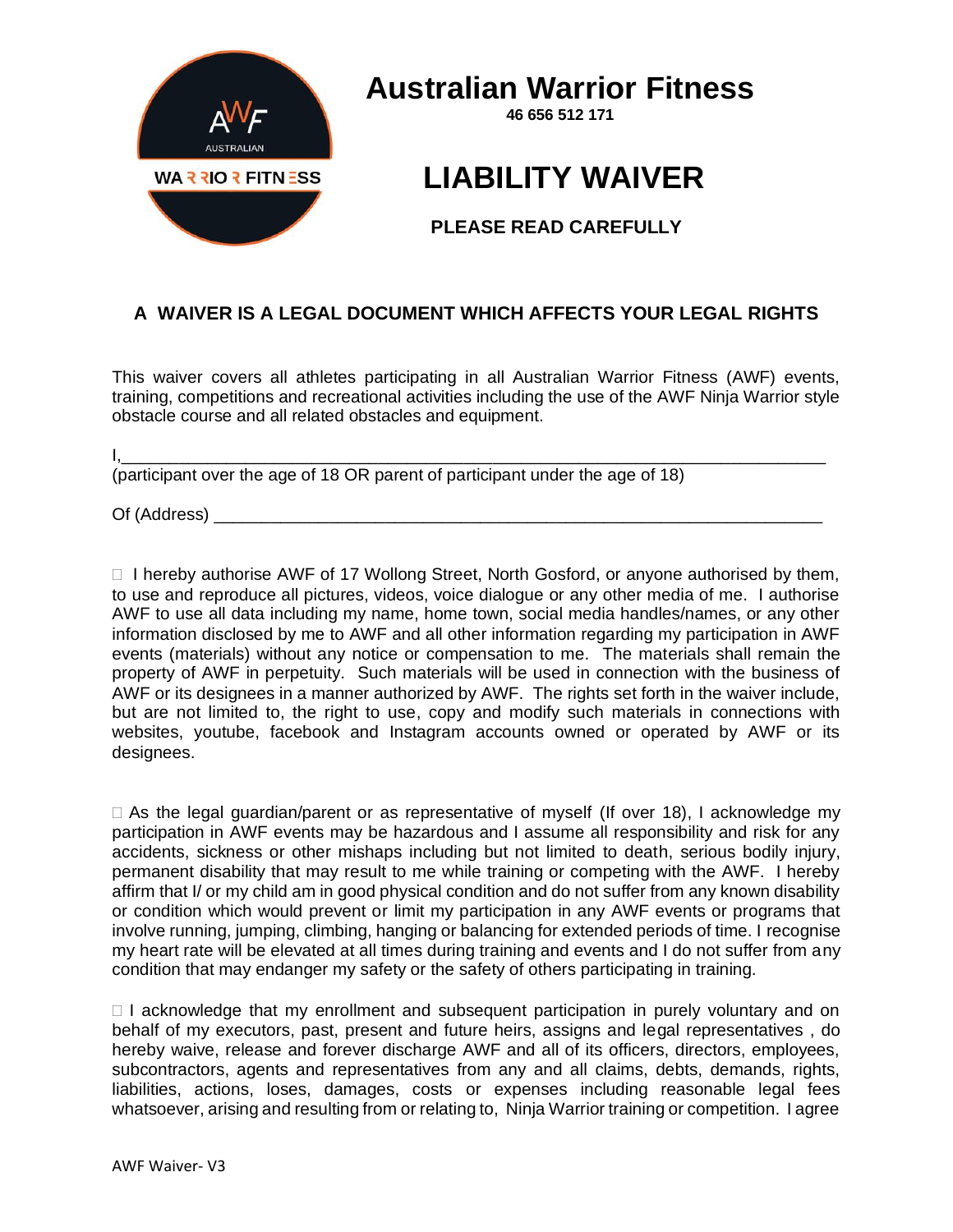# Australian Warrior Fitness

**46 656 512 171**

# LIABILITY WAIVER

**PLEASE READ CAREFULLY**

## A WAIVER IS A LEGAL DOCUMENT WHICH AFFECTS YOUR LEGAL RIGHTS

This waiver covers all athletes participating in all Australian Warrior Fitness (AWF) events, training, competitions and recreational activities including the use of the AWF Ninja Warrior style obstacle course and all related obstacles and equipment.

I,\_\_\_\_\_\_\_\_\_\_\_\_\_\_\_\_\_\_\_\_\_\_\_\_\_\_\_\_\_\_\_\_\_\_\_\_\_\_\_\_\_\_\_\_\_\_\_\_\_\_\_\_\_\_\_\_\_\_\_\_\_\_\_\_\_\_\_\_\_\_\_\_
(participant over the age of 18 OR parent of participant under the age of 18)

Of (Address) \_\_\_\_\_\_\_\_\_\_\_\_\_\_\_\_\_\_\_\_\_\_\_\_\_\_\_\_\_\_\_\_\_\_\_\_\_\_\_\_\_\_\_\_\_\_\_\_\_\_\_\_\_\_\_\_\_\_\_\_\_\_\_\_

☐ I hereby authorise AWF of 17 Wollong Street, North Gosford, or anyone authorised by them, to use and reproduce all pictures, videos, voice dialogue or any other media of me. I authorise AWF to use all data including my name, home town, social media handles/names, or any other information disclosed by me to AWF and all other information regarding my participation in AWF events (materials) without any notice or compensation to me. The materials shall remain the property of AWF in perpetuity. Such materials will be used in connection with the business of AWF or its designees in a manner authorized by AWF. The rights set forth in the waiver include, but are not limited to, the right to use, copy and modify such materials in connections with websites, youtube, facebook and Instagram accounts owned or operated by AWF or its designees.

☐ As the legal guardian/parent or as representative of myself (If over 18), I acknowledge my participation in AWF events may be hazardous and I assume all responsibility and risk for any accidents, sickness or other mishaps including but not limited to death, serious bodily injury, permanent disability that may result to me while training or competing with the AWF. I hereby affirm that I/ or my child am in good physical condition and do not suffer from any known disability or condition which would prevent or limit my participation in any AWF events or programs that involve running, jumping, climbing, hanging or balancing for extended periods of time. I recognise my heart rate will be elevated at all times during training and events and I do not suffer from any condition that may endanger my safety or the safety of others participating in training.

☐ I acknowledge that my enrollment and subsequent participation in purely voluntary and on behalf of my executors, past, present and future heirs, assigns and legal representatives , do hereby waive, release and forever discharge AWF and all of its officers, directors, employees, subcontractors, agents and representatives from any and all claims, debts, demands, rights, liabilities, actions, loses, damages, costs or expenses including reasonable legal fees whatsoever, arising and resulting from or relating to, Ninja Warrior training or competition. I agree

AWF Waiver- V3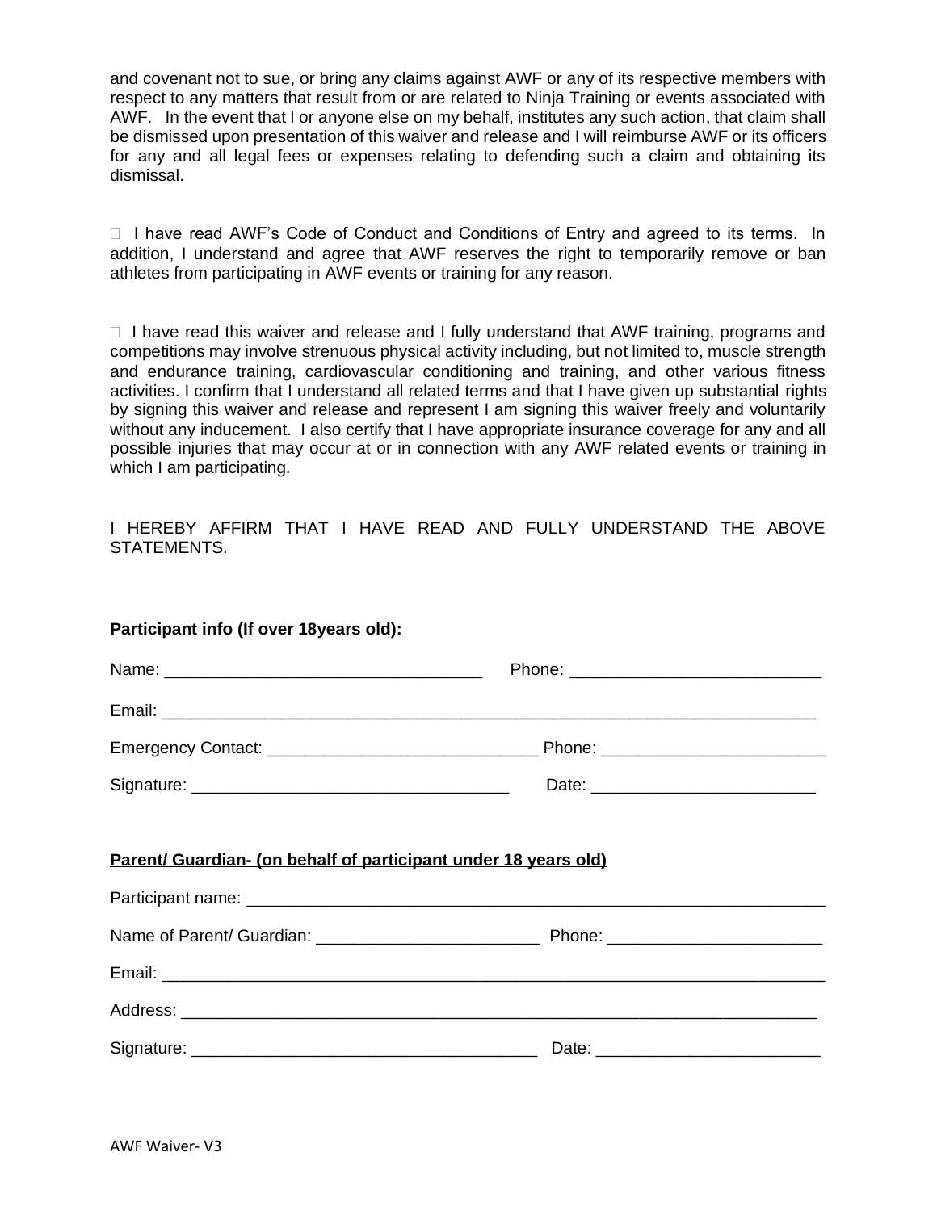and covenant not to sue, or bring any claims against AWF or any of its respective members with respect to any matters that result from or are related to Ninja Training or events associated with AWF. In the event that I or anyone else on my behalf, institutes any such action, that claim shall be dismissed upon presentation of this waiver and release and I will reimburse AWF or its officers for any and all legal fees or expenses relating to defending such a claim and obtaining its dismissal.

☐ I have read AWF's Code of Conduct and Conditions of Entry and agreed to its terms. In addition, I understand and agree that AWF reserves the right to temporarily remove or ban athletes from participating in AWF events or training for any reason.

☐ I have read this waiver and release and I fully understand that AWF training, programs and competitions may involve strenuous physical activity including, but not limited to, muscle strength and endurance training, cardiovascular conditioning and training, and other various fitness activities. I confirm that I understand all related terms and that I have given up substantial rights by signing this waiver and release and represent I am signing this waiver freely and voluntarily without any inducement. I also certify that I have appropriate insurance coverage for any and all possible injuries that may occur at or in connection with any AWF related events or training in which I am participating.

I HEREBY AFFIRM THAT I HAVE READ AND FULLY UNDERSTAND THE ABOVE STATEMENTS.

**Participant info (If over 18years old):**

Name: ___________________________________ Phone: ___________________________

Email: _________________________________________________________________________

Emergency Contact: _____________________________ Phone: ________________________

Signature: __________________________________ Date: ________________________

**Parent/ Guardian- (on behalf of participant under 18 years old)**

Participant name: _________________________________________________________________

Name of Parent/ Guardian: ________________________ Phone: _______________________

Email: __________________________________________________________________________

Address: ________________________________________________________________________

Signature: _____________________________________ Date: ________________________

AWF Waiver- V3